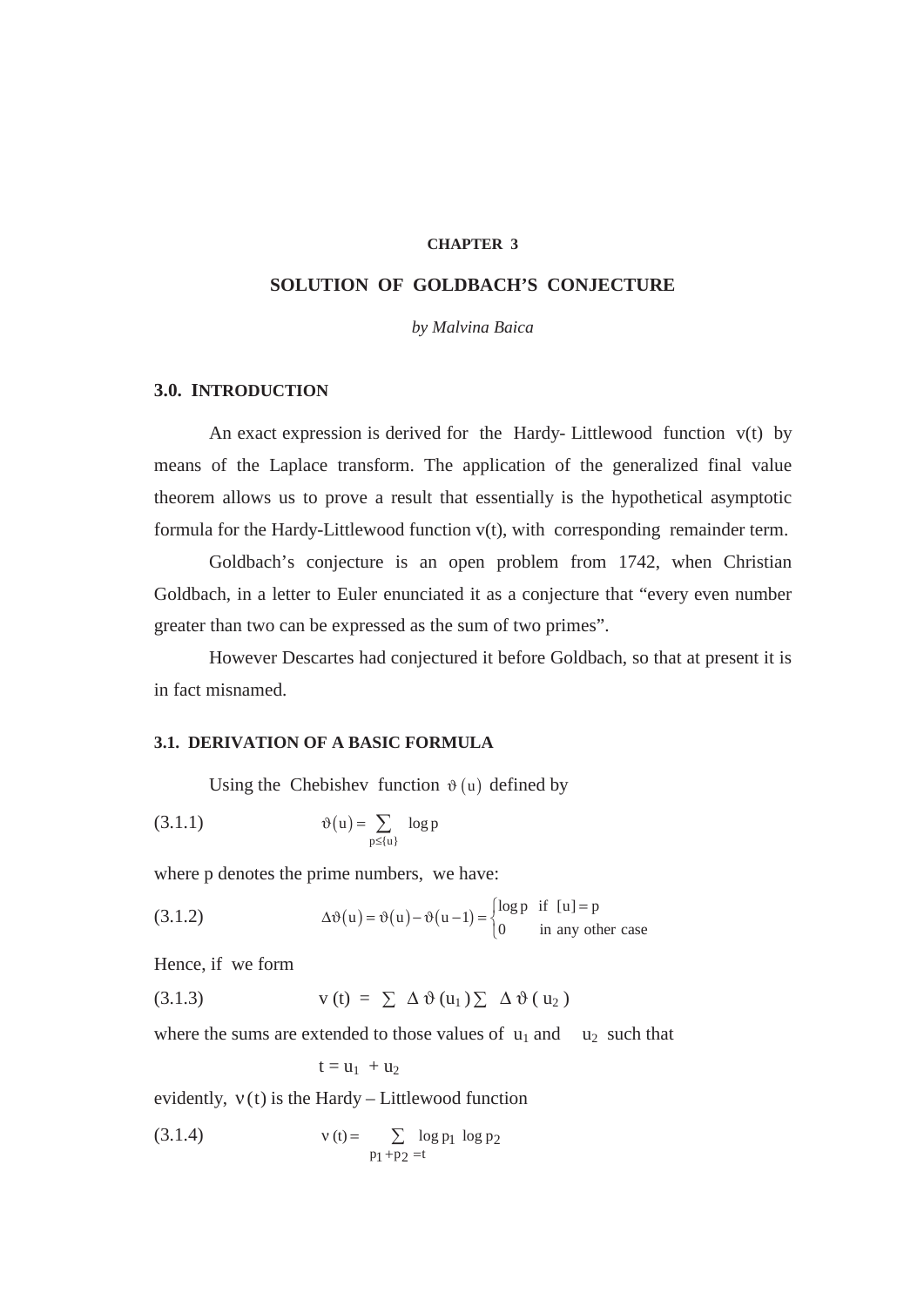**CHAPTER 3**

# SOLUTION OF GOLDBACH'S CONJECTURE

*by Malvina Baica*

## 3.0. INTRODUCTION

An exact expression is derived for the Hardy- Littlewood function $v(t)$ by means of the Laplace transform. The application of the generalized final value theorem allows us to prove a result that essentially is the hypothetical asymptotic formula for the Hardy-Littlewood function $v(t)$, with corresponding remainder term.

Goldbach's conjecture is an open problem from 1742, when Christian Goldbach, in a letter to Euler enunciated it as a conjecture that "every even number greater than two can be expressed as the sum of two primes".

However Descartes had conjectured it before Goldbach, so that at present it is in fact misnamed.

## 3.1. DERIVATION OF A BASIC FORMULA

Using the Chebishev function $\vartheta(u)$ defined by

$$\vartheta(u) = \sum_{p \le \{u\}} \log p \tag{3.1.1}$$

where p denotes the prime numbers, we have:

$$\Delta\vartheta(u) = \vartheta(u) - \vartheta(u-1) = \begin{cases} \log p & \text{if } [u] = p \\ 0 & \text{in any other case} \end{cases} \tag{3.1.2}$$

Hence, if we form

$$v(t) = \sum \Delta\vartheta(u_1) \sum \Delta\vartheta(u_2) \tag{3.1.3}$$

where the sums are extended to those values of $u_1$ and $u_2$ such that

$$t = u_1 + u_2$$

evidently, $v(t)$ is the Hardy – Littlewood function

$$v(t) = \sum_{p_1 + p_2 = t} \log p_1 \log p_2 \tag{3.1.4}$$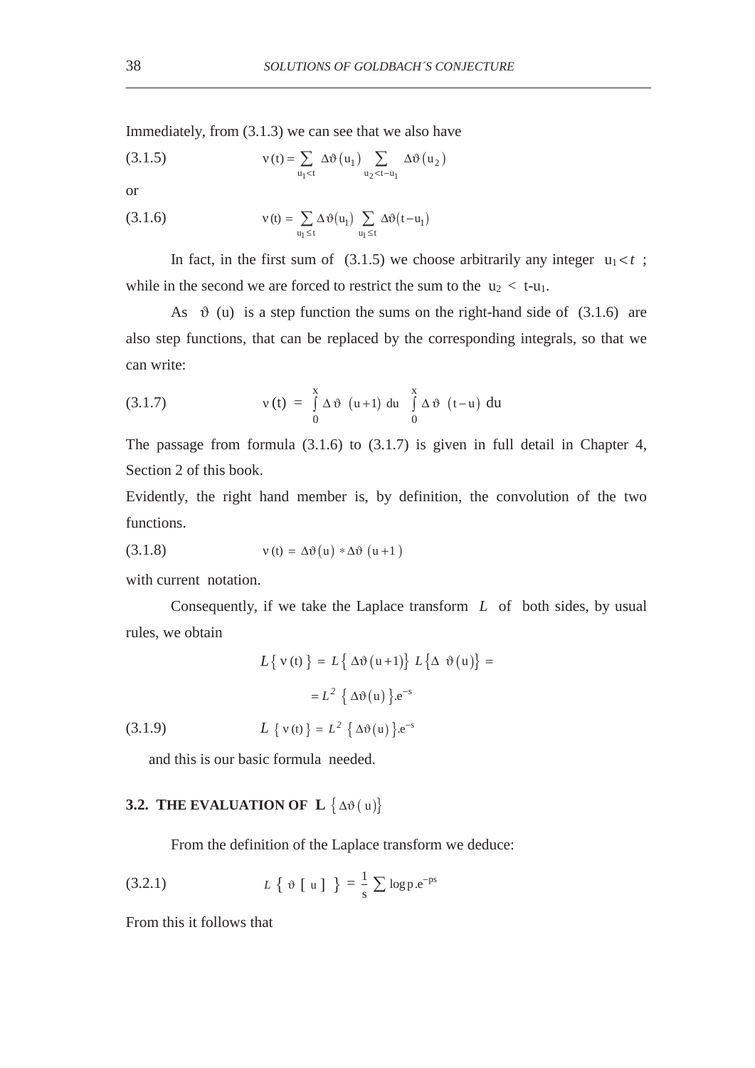Immediately, from (3.1.3) we can see that we also have

$$\text{(3.1.5)} \qquad \nu(t) = \sum_{u_1<t} \Delta\vartheta(u_1) \sum_{u_2<t-u_1} \Delta\vartheta(u_2)$$

or

$$\text{(3.1.6)} \qquad \nu(t) = \sum_{u_1 \le t} \Delta\vartheta(u_1) \sum_{u_1 \le t} \Delta\vartheta(t-u_1)$$

In fact, in the first sum of (3.1.5) we choose arbitrarily any integer $u_1 < t$ ; while in the second we are forced to restrict the sum to the $u_2 < t - u_1$.

As $\vartheta(u)$ is a step function the sums on the right-hand side of (3.1.6) are also step functions, that can be replaced by the corresponding integrals, so that we can write:

$$\text{(3.1.7)} \qquad \nu(t) = \int_0^x \Delta\vartheta\ (u+1)\ du \ \int_0^x \Delta\vartheta\ (t-u)\ du$$

The passage from formula (3.1.6) to (3.1.7) is given in full detail in Chapter 4, Section 2 of this book.

Evidently, the right hand member is, by definition, the convolution of the two functions.

$$\text{(3.1.8)} \qquad \nu(t) = \Delta\vartheta(u) * \Delta\vartheta\ (u+1)$$

with current notation.

Consequently, if we take the Laplace transform $L$ of both sides, by usual rules, we obtain

$$L\{\nu(t)\} = L\{\Delta\vartheta(u+1)\}\ L\{\Delta\ \vartheta(u)\} =$$

$$= L^2\ \{\Delta\vartheta(u)\}.e^{-s}$$

$$\text{(3.1.9)} \qquad L\ \{\nu(t)\} = L^2\ \{\Delta\vartheta(u)\}.e^{-s}$$

and this is our basic formula needed.

## 3.2. THE EVALUATION OF L $\{\Delta\vartheta(u)\}$

From the definition of the Laplace transform we deduce:

$$\text{(3.2.1)} \qquad L\ \{\ \vartheta\ [\ u\ ]\ \} = \frac{1}{s} \sum \log p\ .e^{-ps}$$

From this it follows that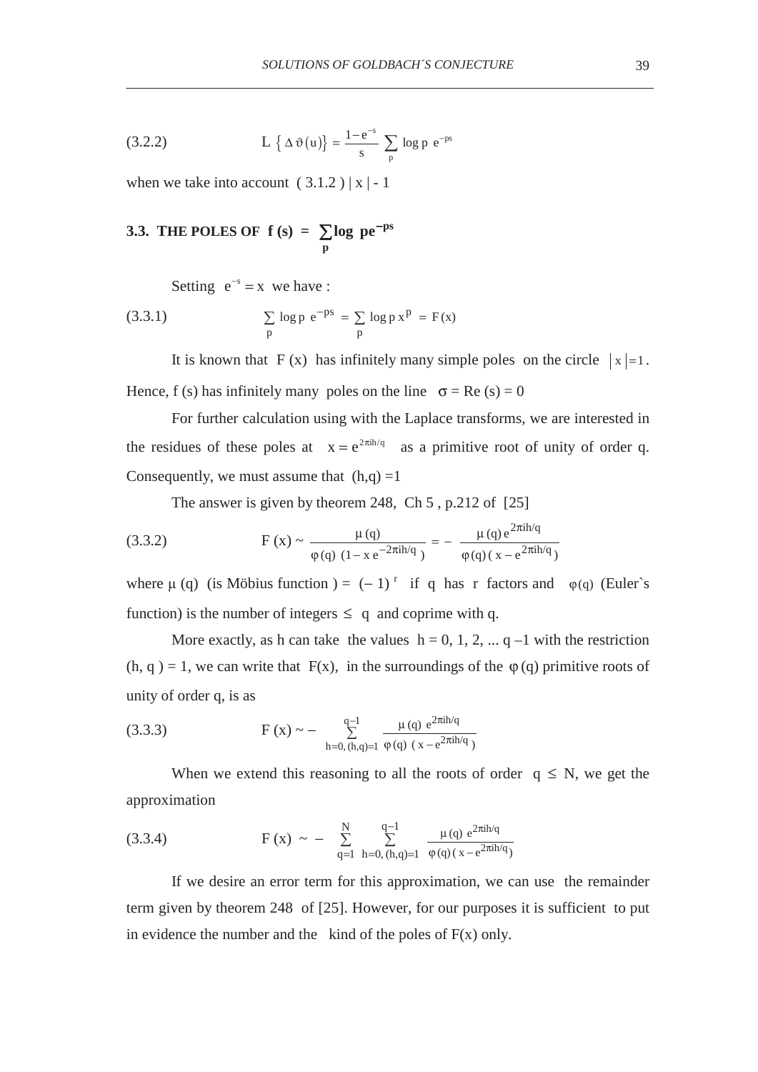$$\text{(3.2.2)} \qquad L\left\{\Delta\vartheta(u)\right\} = \frac{1-e^{-s}}{s}\sum_{p}\log p\; e^{-ps}$$

when we take into account ( 3.1.2 ) | x | - 1

### 3.3. THE POLES OF $f(s) = \sum_{p} \log\, pe^{-ps}$

Setting $e^{-s} = x$ we have :

$$\text{(3.3.1)} \qquad \sum_{p} \log p\; e^{-ps} = \sum_{p} \log p\, x^{p} = F(x)$$

It is known that F (x) has infinitely many simple poles on the circle $|x| = 1$. Hence, f (s) has infinitely many poles on the line $\sigma = \operatorname{Re}(s) = 0$

For further calculation using with the Laplace transforms, we are interested in the residues of these poles at $x = e^{2\pi ih/q}$ as a primitive root of unity of order q. Consequently, we must assume that (h,q) =1

The answer is given by theorem 248, Ch 5 , p.212 of [25]

$$\text{(3.3.2)} \qquad F(x) \sim \frac{\mu(q)}{\varphi(q)\,(1 - x\,e^{-2\pi ih/q})} = -\frac{\mu(q)\,e^{2\pi ih/q}}{\varphi(q)\,(x - e^{2\pi ih/q})}$$

where $\mu(q)$ (is Möbius function ) = $(-1)^{r}$ if q has r factors and $\varphi(q)$ (Euler`s function) is the number of integers $\leq$ q and coprime with q.

More exactly, as h can take the values h = 0, 1, 2, ... q –1 with the restriction (h, q ) = 1, we can write that F(x), in the surroundings of the $\varphi(q)$ primitive roots of unity of order q, is as

$$\text{(3.3.3)} \qquad F(x) \sim -\sum_{h=0,\,(h,q)=1}^{q-1} \frac{\mu(q)\;e^{2\pi ih/q}}{\varphi(q)\;(x - e^{2\pi ih/q})}$$

When we extend this reasoning to all the roots of order $q \leq N$, we get the approximation

$$\text{(3.3.4)} \qquad F(x) \sim -\sum_{q=1}^{N}\;\sum_{h=0,\,(h,q)=1}^{q-1} \frac{\mu(q)\;e^{2\pi ih/q}}{\varphi(q)\,(x - e^{2\pi ih/q})}$$

If we desire an error term for this approximation, we can use the remainder term given by theorem 248 of [25]. However, for our purposes it is sufficient to put in evidence the number and the kind of the poles of F(x) only.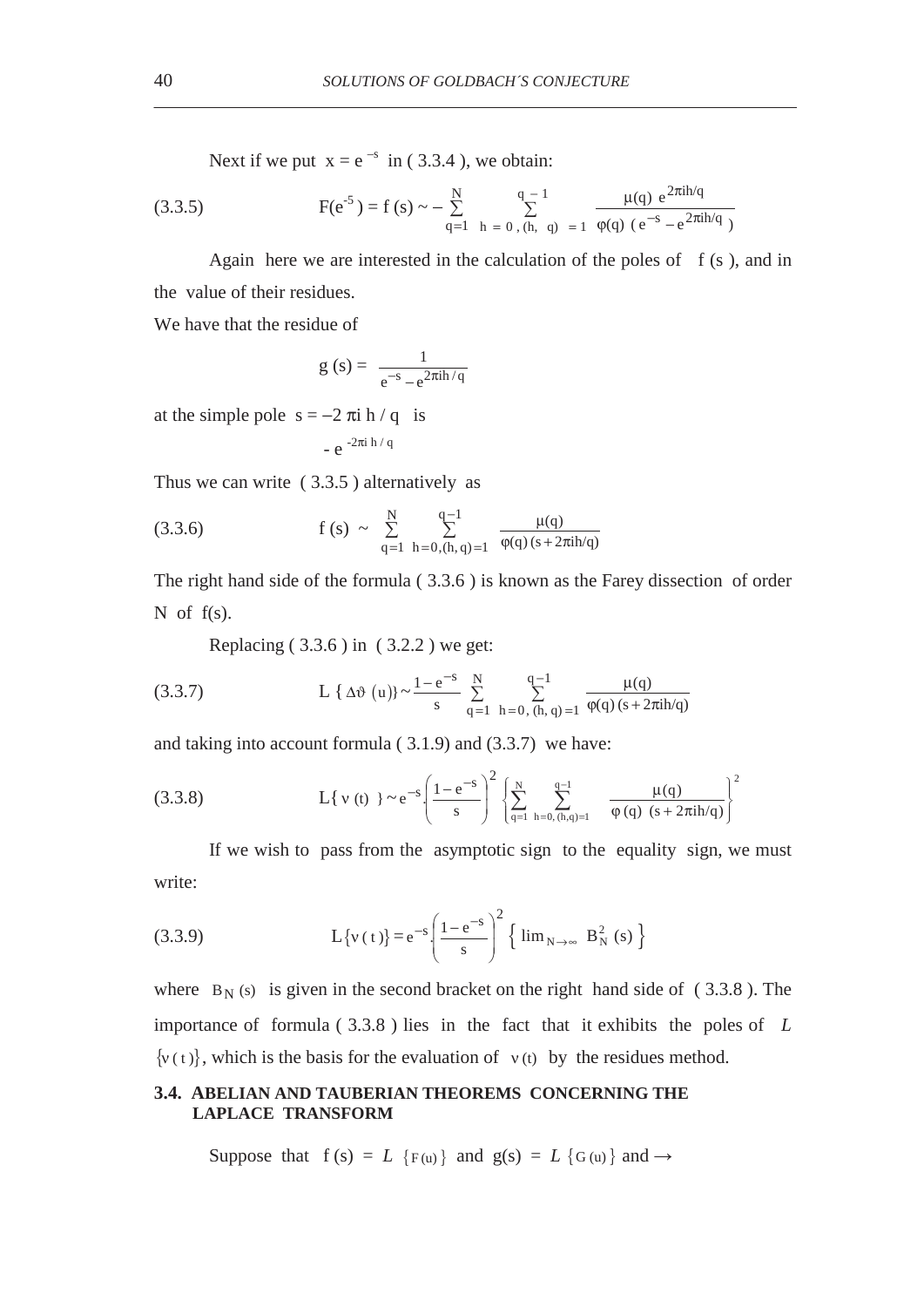Next if we put $x = e^{-s}$ in ( 3.3.4 ), we obtain:

$$F(e^{-5}) = f(s) \sim -\sum_{q=1}^{N} \sum_{h=0,(h,q)=1}^{q-1} \frac{\mu(q)\, e^{2\pi i h/q}}{\varphi(q)\,(e^{-s} - e^{2\pi i h/q})} \tag{3.3.5}$$

Again here we are interested in the calculation of the poles of $f(s)$, and in the value of their residues.

We have that the residue of

$$g(s) = \frac{1}{e^{-s} - e^{2\pi i h/q}}$$

at the simple pole $s = -2\pi i h / q$ is

$$- e^{-2\pi i h / q}$$

Thus we can write ( 3.3.5 ) alternatively as

$$f(s) \sim \sum_{q=1}^{N} \sum_{h=0,(h,q)=1}^{q-1} \frac{\mu(q)}{\varphi(q)\,(s + 2\pi i h/q)} \tag{3.3.6}$$

The right hand side of the formula ( 3.3.6 ) is known as the Farey dissection of order N of f(s).

Replacing ( 3.3.6 ) in ( 3.2.2 ) we get:

$$L\{\Delta\vartheta(u)\} \sim \frac{1-e^{-s}}{s} \sum_{q=1}^{N} \sum_{h=0,(h,q)=1}^{q-1} \frac{\mu(q)}{\varphi(q)\,(s + 2\pi i h/q)} \tag{3.3.7}$$

and taking into account formula ( 3.1.9) and (3.3.7) we have:

$$L\{\nu(t)\} \sim e^{-s} \cdot \left(\frac{1-e^{-s}}{s}\right)^2 \left\{\sum_{q=1}^{N} \sum_{h=0,(h,q)=1}^{q-1} \frac{\mu(q)}{\varphi(q)\,(s + 2\pi i h/q)}\right\}^2 \tag{3.3.8}$$

If we wish to pass from the asymptotic sign to the equality sign, we must write:

$$L\{\nu(t)\} = e^{-s} \cdot \left(\frac{1-e^{-s}}{s}\right)^2 \left\{\lim_{N\to\infty} B_N^2(s)\right\} \tag{3.3.9}$$

where $B_N(s)$ is given in the second bracket on the right hand side of ( 3.3.8 ). The importance of formula ( 3.3.8 ) lies in the fact that it exhibits the poles of *L* $\{\nu(t)\}$, which is the basis for the evaluation of $\nu(t)$ by the residues method.

### 3.4. ABELIAN AND TAUBERIAN THEOREMS CONCERNING THE LAPLACE TRANSFORM

Suppose that $f(s) = L\{F(u)\}$ and $g(s) = L\{G(u)\}$ and $\rightarrow$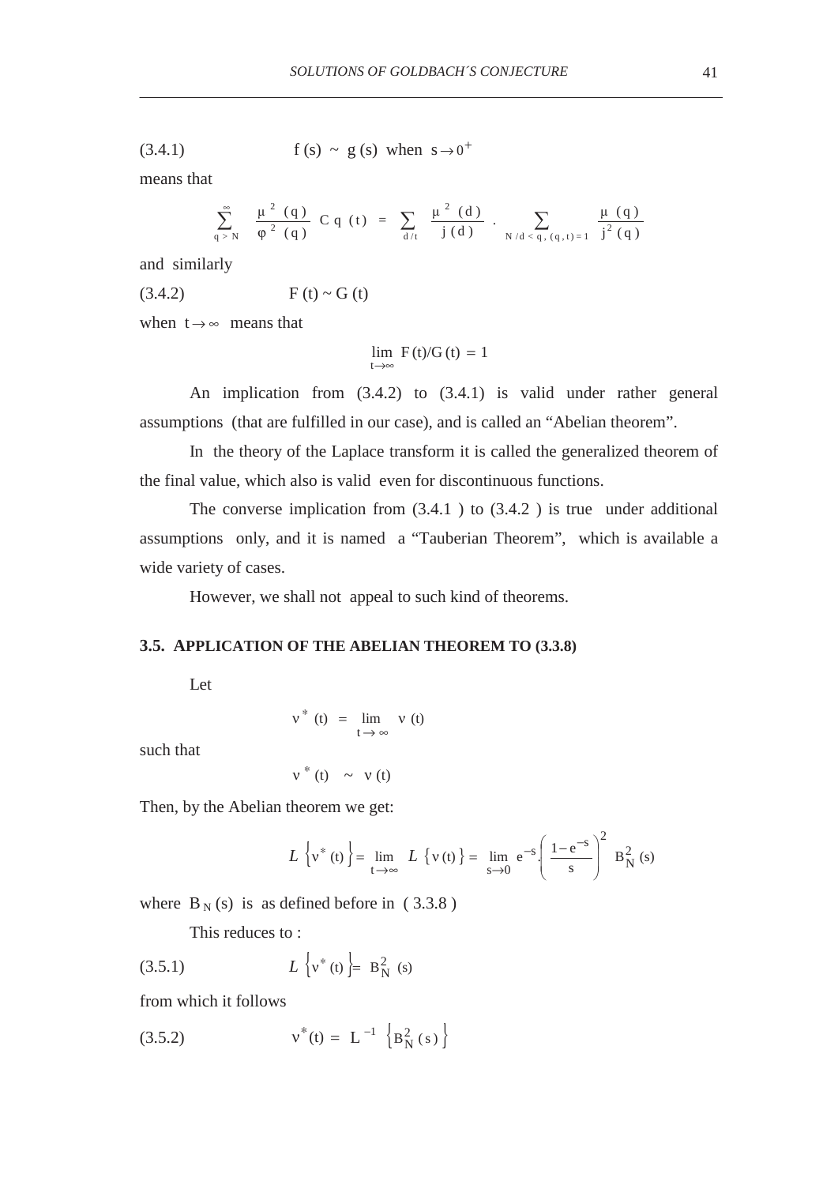(3.4.1) $\qquad f(s) \sim g(s)$ when $s \to 0^+$

means that

$$\sum_{q>N}^{\infty} \frac{\mu^2(q)}{\varphi^2(q)} C_q(t) = \sum_{d/t} \frac{\mu^2(d)}{j(d)} \cdot \sum_{N/d<q,(q,t)=1} \frac{\mu(q)}{j^2(q)}$$

and similarly

(3.4.2) $\qquad F(t) \sim G(t)$

when $t \to \infty$ means that

$$\lim_{t\to\infty} F(t)/G(t) = 1$$

An implication from (3.4.2) to (3.4.1) is valid under rather general assumptions (that are fulfilled in our case), and is called an “Abelian theorem”.

In the theory of the Laplace transform it is called the generalized theorem of the final value, which also is valid even for discontinuous functions.

The converse implication from (3.4.1 ) to (3.4.2 ) is true under additional assumptions only, and it is named a “Tauberian Theorem”, which is available a wide variety of cases.

However, we shall not appeal to such kind of theorems.

### 3.5. APPLICATION OF THE ABELIAN THEOREM TO (3.3.8)

Let

$$\nu^*(t) = \lim_{t\to\infty} \nu(t)$$

such that

$$\nu^*(t) \sim \nu(t)$$

Then, by the Abelian theorem we get:

$$L\left\{\nu^*(t)\right\} = \lim_{t\to\infty} L\left\{\nu(t)\right\} = \lim_{s\to 0} e^{-s} \cdot \left(\frac{1-e^{-s}}{s}\right)^2 B_N^2(s)$$

where $B_N(s)$ is as defined before in ( 3.3.8 )

This reduces to :

(3.5.1) $\qquad L\left\{\nu^*(t)\right\} = B_N^2(s)$

from which it follows

(3.5.2) $\qquad \nu^*(t) = L^{-1}\left\{B_N^2(s)\right\}$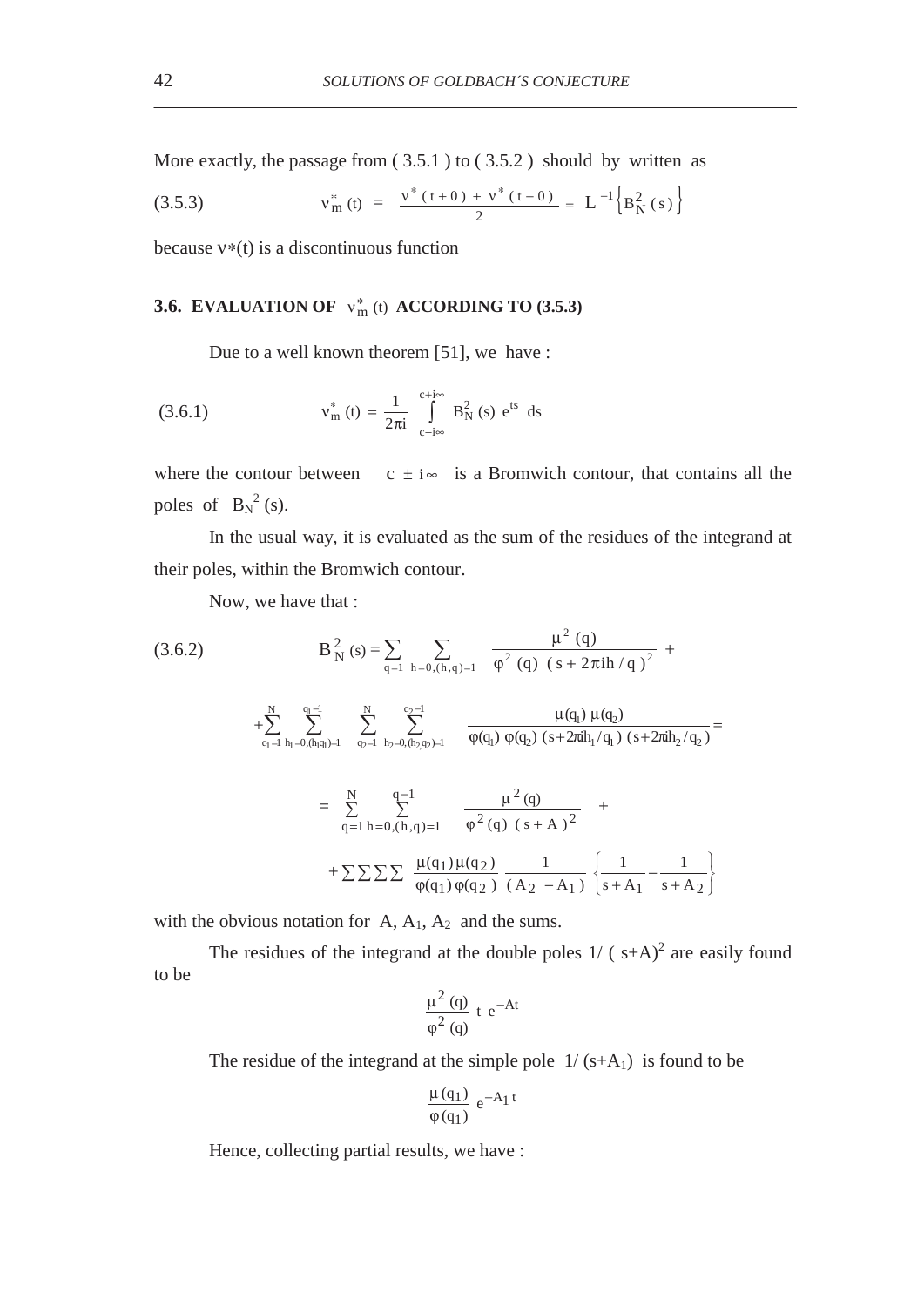More exactly, the passage from ( 3.5.1 ) to ( 3.5.2 ) should by written as

$$\text{(3.5.3)} \qquad \nu_m^*(t) = \frac{\nu^*(t+0) + \nu^*(t-0)}{2} = L^{-1}\left\{B_N^2(s)\right\}$$

because $\nu^*(t)$ is a discontinuous function

### 3.6. EVALUATION OF $\nu_m^*(t)$ ACCORDING TO (3.5.3)

Due to a well known theorem [51], we have :

$$\text{(3.6.1)} \qquad \nu_m^*(t) = \frac{1}{2\pi i}\int_{c-i\infty}^{c+i\infty} B_N^2(s)\, e^{ts}\, ds$$

where the contour between $c \pm i\infty$ is a Bromwich contour, that contains all the poles of $B_N^2(s)$.

In the usual way, it is evaluated as the sum of the residues of the integrand at their poles, within the Bromwich contour.

Now, we have that :

$$\text{(3.6.2)} \qquad B_N^2(s) = \sum_{q=1}\sum_{h=0,(h,q)=1} \frac{\mu^2(q)}{\varphi^2(q)\,(s+2\pi i h/q)^2} +$$

$$+\sum_{q_1=1}^{N}\sum_{h_1=0,(h_1q_1)=1}^{q_1-1}\sum_{q_2=1}^{N}\sum_{h_2=0,(h_2q_2)=1}^{q_2-1} \frac{\mu(q_1)\,\mu(q_2)}{\varphi(q_1)\,\varphi(q_2)\,(s+2\pi i h_1/q_1)\,(s+2\pi i h_2/q_2)} =$$

$$= \sum_{q=1}^{N}\sum_{h=0,(h,q)=1}^{q-1} \frac{\mu^2(q)}{\varphi^2(q)\,(s+A)^2} +$$

$$+\sum\sum\sum\sum \frac{\mu(q_1)\mu(q_2)}{\varphi(q_1)\varphi(q_2)}\,\frac{1}{(A_2 - A_1)}\left\{\frac{1}{s+A_1} - \frac{1}{s+A_2}\right\}$$

with the obvious notation for $A$, $A_1$, $A_2$ and the sums.

The residues of the integrand at the double poles $1/(s+A)^2$ are easily found to be

$$\frac{\mu^2(q)}{\varphi^2(q)}\, t\, e^{-At}$$

The residue of the integrand at the simple pole $1/(s+A_1)$ is found to be

$$\frac{\mu(q_1)}{\varphi(q_1)}\, e^{-A_1 t}$$

Hence, collecting partial results, we have :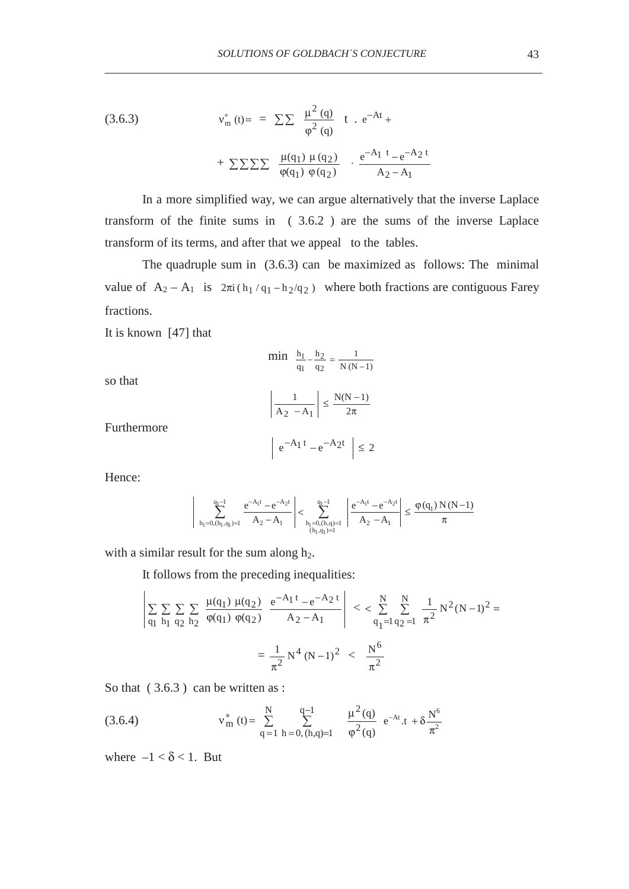(3.6.3)
$$v_m^*(t) = \; = \; \sum\sum \; \frac{\mu^2(q)}{\varphi^2(q)} \;\; t \; . \; e^{-At} +$$

$$+ \; \sum\sum\sum\sum \; \frac{\mu(q_1)\;\mu(q_2)}{\varphi(q_1)\;\varphi(q_2)} \;\; \cdot \; \frac{e^{-A_1\;t} - e^{-A_2\;t}}{A_2 - A_1}$$

In a more simplified way, we can argue alternatively that the inverse Laplace transform of the finite sums in ( 3.6.2 ) are the sums of the inverse Laplace transform of its terms, and after that we appeal to the tables.

The quadruple sum in (3.6.3) can be maximized as follows: The minimal value of $A_2 - A_1$ is $2\pi i\,(h_1/q_1 - h_2/q_2)$ where both fractions are contiguous Farey fractions.

It is known [47] that

$$\min \; \frac{h_1}{q_1} - \frac{h_2}{q_2} = \frac{1}{N\,(N-1)}$$

so that

$$\left| \frac{1}{A_2 - A_1} \right| \leq \frac{N(N-1)}{2\pi}$$

Furthermore

$$\left| \; e^{-A_1\,t} - e^{-A_2 t} \; \right| \leq 2$$

Hence:

$$\left| \sum_{h_1=0,(h_1,q_1)=1}^{q_1-1} \frac{e^{-A_1 t} - e^{-A_2 t}}{A_2 - A_1} \right| < \sum_{\substack{h_1=0,(h,q)=1 \\ (h_1,q_1)=1}}^{q_1-1} \left| \frac{e^{-A_1 t} - e^{-A_2 t}}{A_2 - A_1} \right| \leq \frac{\varphi(q_1)\,N\,(N-1)}{\pi}$$

with a similar result for the sum along $h_2$.

It follows from the preceding inequalities:

$$\left| \sum_{q_1} \sum_{h_1} \sum_{q_2} \sum_{h_2} \; \frac{\mu(q_1)\;\mu(q_2)}{\varphi(q_1)\;\varphi(q_2)} \;\; \frac{e^{-A_1\,t} - e^{-A_2\,t}}{A_2 - A_1} \right| \; < < \; \sum_{q_1=1}^{N} \sum_{q_2=1}^{N} \; \frac{1}{\pi^2}\, N^2 (N-1)^2 =$$

$$= \frac{1}{\pi^2}\, N^4\,(N-1)^2 \;\; < \;\; \frac{N^6}{\pi^2}$$

So that ( 3.6.3 ) can be written as :

(3.6.4)
$$v_m^*(t) = \sum_{q=1}^{N} \; \sum_{h=0,\,(h,q)=1}^{q-1} \;\; \frac{\mu^2(q)}{\varphi^2(q)} \;\; e^{-At}.t \; + \delta\,\frac{N^6}{\pi^2}$$

where $-1 < \delta < 1$. But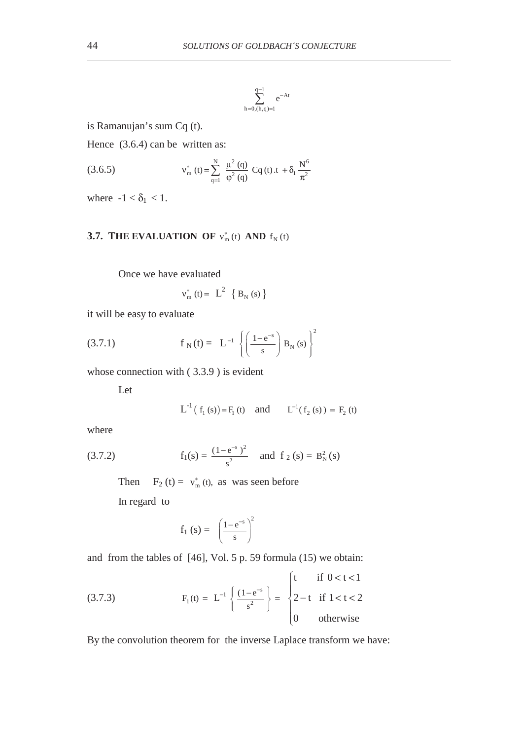$$\sum_{h=0,(h,q)=1}^{q-1} e^{-At}$$

is Ramanujan's sum Cq (t).

Hence (3.6.4) can be written as:

$$\text{(3.6.5)} \qquad \nu_m^*(t) = \sum_{q=1}^{N} \frac{\mu^2(q)}{\varphi^2(q)} \, Cq(t).t + \delta_1 \frac{N^6}{\pi^2}$$

where $-1 < \delta_1 < 1$.

### 3.7. THE EVALUATION OF $\nu_m^*(t)$ AND $f_N(t)$

Once we have evaluated

$$\nu_m^*(t) = L^2 \{ B_N(s) \}$$

it will be easy to evaluate

$$\text{(3.7.1)} \qquad f_N(t) = L^{-1} \left\{ \left( \frac{1-e^{-s}}{s} \right) B_N(s) \right\}^2$$

whose connection with ( 3.3.9 ) is evident

Let

$$L^{-1}(f_1(s)) = F_1(t) \quad \text{and} \quad L^{-1}(f_2(s)) = F_2(t)$$

where

$$\text{(3.7.2)} \qquad f_1(s) = \frac{(1-e^{-s})^2}{s^2} \quad \text{and } f_2(s) = B_N^2(s)$$

Then $F_2(t) = \nu_m^*(t)$, as was seen before

In regard to

$$f_1(s) = \left( \frac{1-e^{-s}}{s} \right)^2$$

and from the tables of [46], Vol. 5 p. 59 formula (15) we obtain:

$$\text{(3.7.3)} \qquad F_1(t) = L^{-1} \left\{ \frac{(1-e^{-s}}{s^2} \right\} = \begin{cases} t & \text{if } 0 < t < 1 \\ 2-t & \text{if } 1 < t < 2 \\ 0 & \text{otherwise} \end{cases}$$

By the convolution theorem for the inverse Laplace transform we have: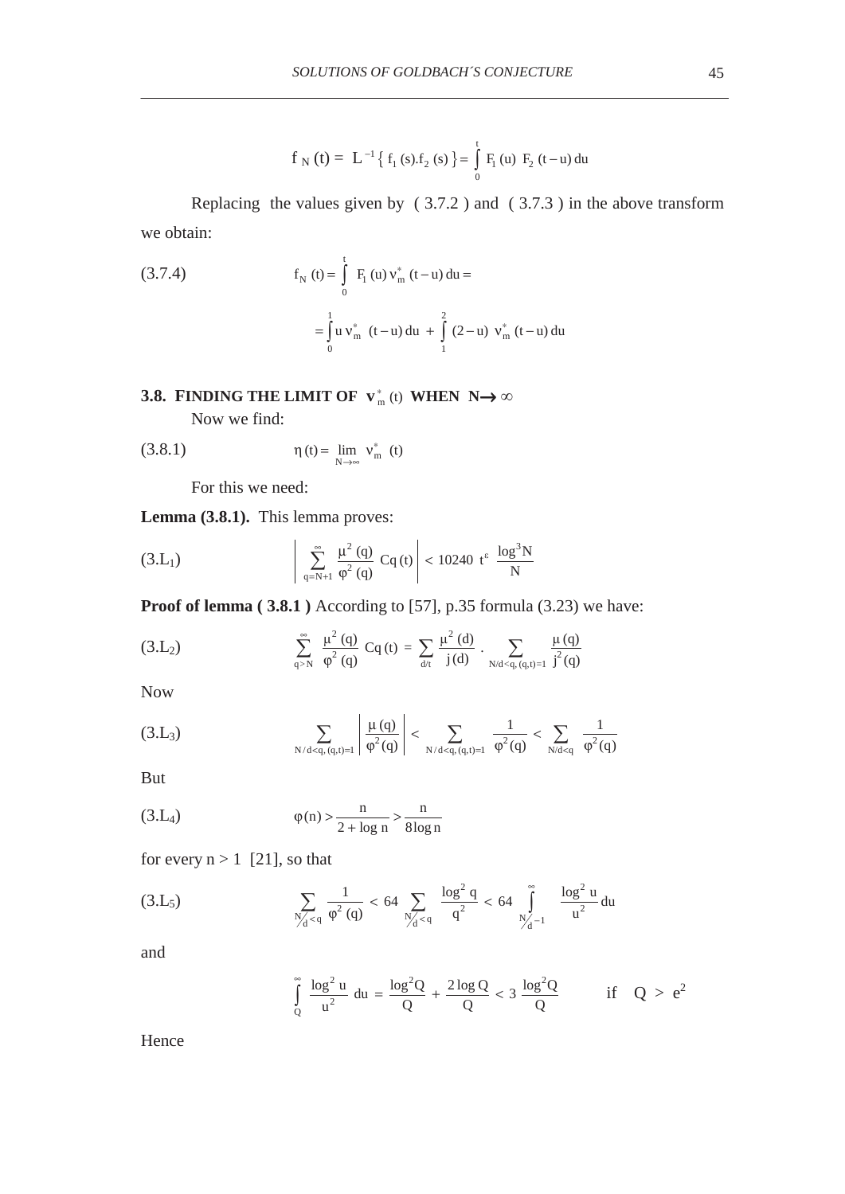$$f_N(t) = L^{-1}\{f_1(s).f_2(s)\} = \int_0^t F_1(u)\ F_2(t-u)\,du$$

Replacing the values given by ( 3.7.2 ) and ( 3.7.3 ) in the above transform we obtain:

(3.7.4)
$$f_N(t) = \int_0^t F_1(u)\,\nu_m^*(t-u)\,du =$$

$$= \int_0^1 u\,\nu_m^*\ (t-u)\,du + \int_1^2 (2-u)\ \nu_m^*\ (t-u)\,du$$

### 3.8. FINDING THE LIMIT OF $\nu_m^*(t)$ WHEN $N \to \infty$

Now we find:

(3.8.1)
$$\eta(t) = \lim_{N\to\infty} \nu_m^*\ (t)$$

For this we need:

**Lemma (3.8.1).** This lemma proves:

($3.L_1$)
$$\left| \sum_{q=N+1}^{\infty} \frac{\mu^2(q)}{\varphi^2(q)}\ Cq(t) \right| < 10240\ t^{\varepsilon}\ \frac{\log^3 N}{N}$$

**Proof of lemma ( 3.8.1 )** According to [57], p.35 formula (3.23) we have:

($3.L_2$)
$$\sum_{q>N} \frac{\mu^2(q)}{\varphi^2(q)}\ Cq(t) = \sum_{d/t} \frac{\mu^2(d)}{j(d)} \cdot \sum_{N/d<q,\,(q,t)=1} \frac{\mu(q)}{j^2(q)}$$

Now

($3.L_3$)
$$\sum_{N/d<q,\,(q,t)=1} \left| \frac{\mu(q)}{\varphi^2(q)} \right| < \sum_{N/d<q,\,(q,t)=1} \frac{1}{\varphi^2(q)} < \sum_{N/d<q} \frac{1}{\varphi^2(q)}$$

But

($3.L_4$)
$$\varphi(n) > \frac{n}{2+\log n} > \frac{n}{8\log n}$$

for every $n > 1$ [21], so that

($3.L_5$)
$$\sum_{N/d<q} \frac{1}{\varphi^2(q)} < 64 \sum_{N/d<q} \frac{\log^2 q}{q^2} < 64 \int_{N/d-1}^{\infty} \frac{\log^2 u}{u^2}\,du$$

and

$$\int_Q^{\infty} \frac{\log^2 u}{u^2}\,du = \frac{\log^2 Q}{Q} + \frac{2\log Q}{Q} < 3\,\frac{\log^2 Q}{Q} \qquad \text{if} \quad Q > e^2$$

Hence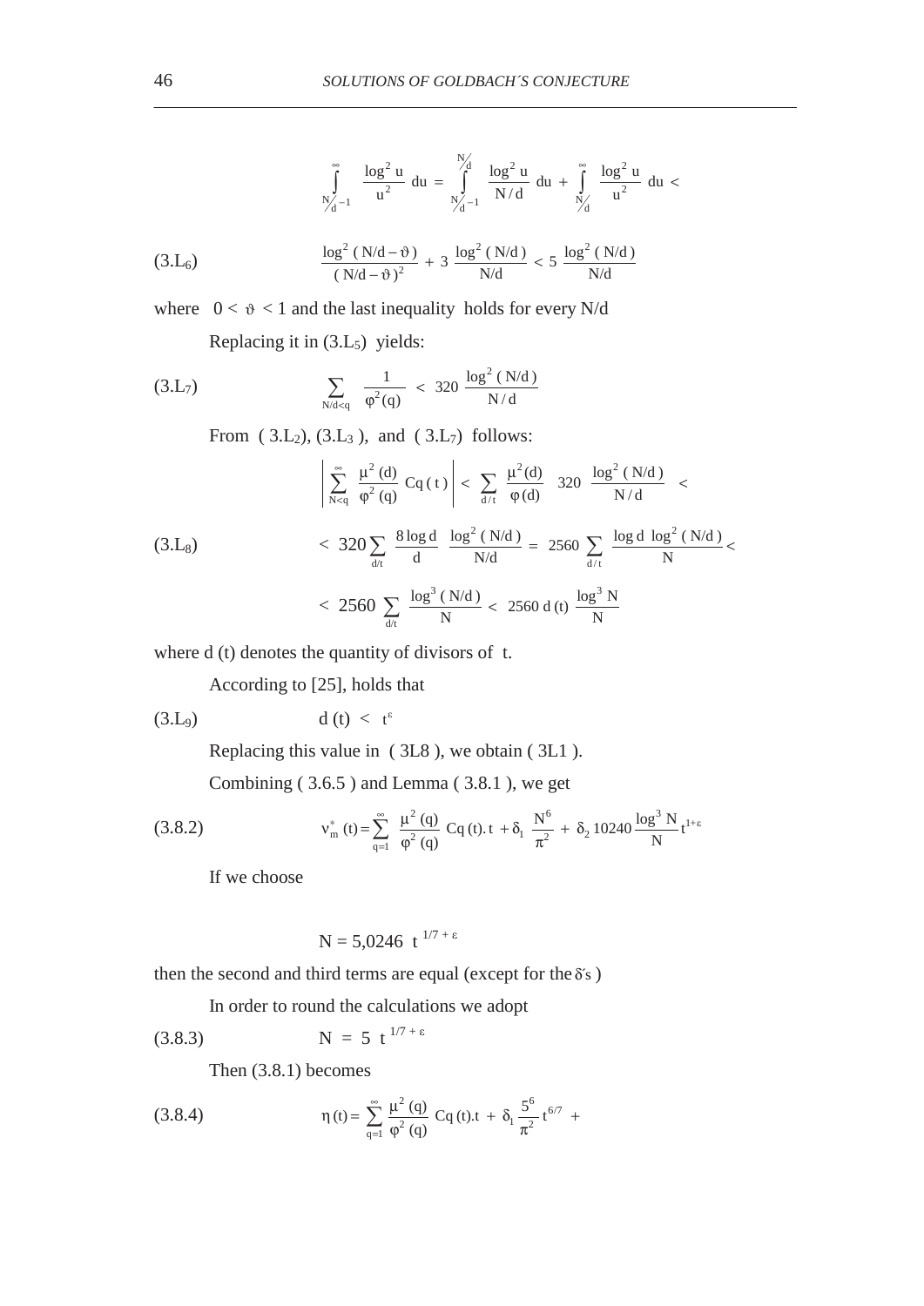$$\int_{N/d-1}^{\infty} \frac{\log^2 u}{u^2}\, du = \int_{N/d-1}^{N/d} \frac{\log^2 u}{N/d}\, du + \int_{N/d}^{\infty} \frac{\log^2 u}{u^2}\, du <$$

$$(3.L_6) \qquad \frac{\log^2 (N/d - \vartheta)}{(N/d - \vartheta)^2} + 3\, \frac{\log^2 (N/d)}{N/d} < 5\, \frac{\log^2 (N/d)}{N/d}$$

where $0 < \vartheta < 1$ and the last inequality holds for every N/d

Replacing it in $(3.L_5)$ yields:

$$(3.L_7) \qquad \sum_{N/d<q} \frac{1}{\varphi^2(q)} < 320\, \frac{\log^2 (N/d)}{N/d}$$

From $(3.L_2)$, $(3.L_3)$, and $(3.L_7)$ follows:

$$\left| \sum_{N<q}^{\infty} \frac{\mu^2 (d)}{\varphi^2 (q)}\, Cq\,(t) \right| < \sum_{d/t} \frac{\mu^2 (d)}{\varphi (d)}\; 320\, \frac{\log^2 (N/d)}{N/d} <$$

$$(3.L_8) \qquad < 320 \sum_{d/t} \frac{8 \log d}{d}\, \frac{\log^2 (N/d)}{N/d} = 2560 \sum_{d/t} \frac{\log d\, \log^2 (N/d)}{N} <$$

$$< 2560 \sum_{d/t} \frac{\log^3 (N/d)}{N} < 2560\, d\,(t)\, \frac{\log^3 N}{N}$$

where d (t) denotes the quantity of divisors of t.

According to [25], holds that

$$(3.L_9) \qquad d\,(t) < t^{\varepsilon}$$

Replacing this value in ( 3L8 ), we obtain ( 3L1 ).

Combining ( 3.6.5 ) and Lemma ( 3.8.1 ), we get

$$(3.8.2) \qquad \nu_m^*\,(t) = \sum_{q=1}^{\infty} \frac{\mu^2 (q)}{\varphi^2 (q)}\, Cq\,(t).\,t + \delta_1\, \frac{N^6}{\pi^2} + \delta_2\, 10240\, \frac{\log^3 N}{N}\, t^{1+\varepsilon}$$

If we choose

$$N = 5{,}0246\; t^{\,1/7 + \varepsilon}$$

then the second and third terms are equal (except for the $\delta$'s )

In order to round the calculations we adopt

$$(3.8.3) \qquad N = 5\; t^{\,1/7 + \varepsilon}$$

Then (3.8.1) becomes

$$(3.8.4) \qquad \eta\,(t) = \sum_{q=1}^{\infty} \frac{\mu^2 (q)}{\varphi^2 (q)}\, Cq\,(t).t + \delta_1\, \frac{5^6}{\pi^2}\, t^{6/7} +$$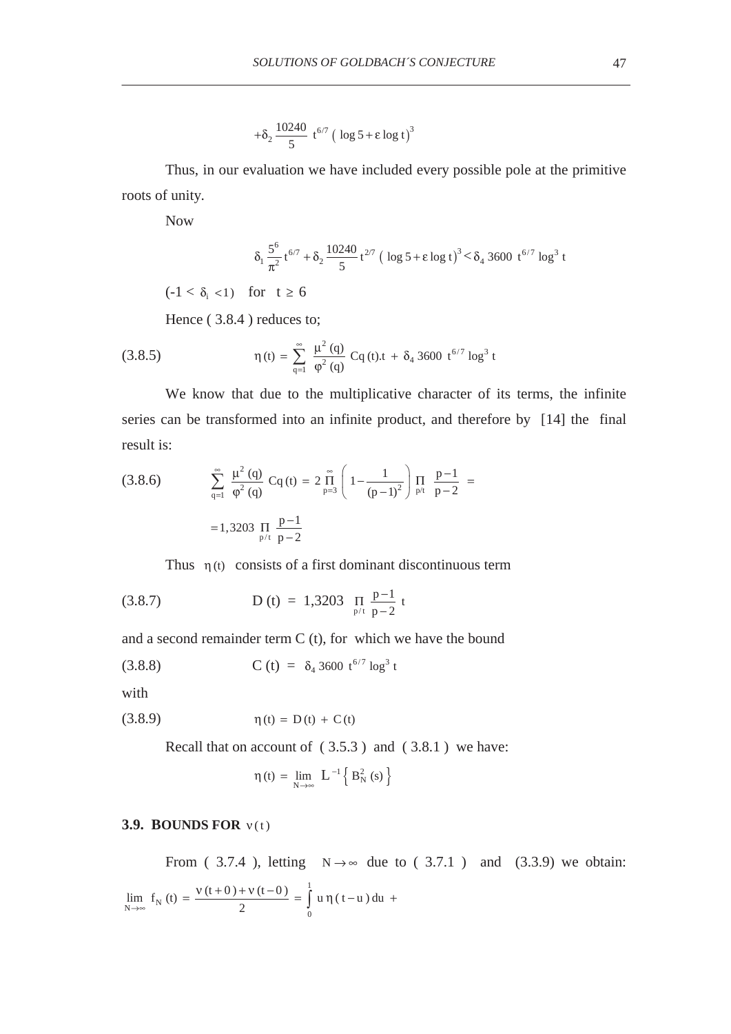$$+\delta_2 \frac{10240}{5} t^{6/7} \left( \log 5 + \varepsilon \log t \right)^3$$

Thus, in our evaluation we have included every possible pole at the primitive roots of unity.

Now

$$\delta_1 \frac{5^6}{\pi^2} t^{6/7} + \delta_2 \frac{10240}{5} t^{2/7} \left( \log 5 + \varepsilon \log t \right)^3 < \delta_4 \, 3600 \; t^{6/7} \log^3 t$$

$(-1 < \delta_i < 1)$ for $t \geq 6$

Hence ( 3.8.4 ) reduces to;

$$\eta(t) = \sum_{q=1}^{\infty} \frac{\mu^2(q)}{\varphi^2(q)} \, Cq(t).t \; + \; \delta_4 \, 3600 \; t^{6/7} \log^3 t \tag{3.8.5}$$

We know that due to the multiplicative character of its terms, the infinite series can be transformed into an infinite product, and therefore by [14] the final result is:

$$\sum_{q=1}^{\infty} \frac{\mu^2(q)}{\varphi^2(q)} \, Cq(t) = 2 \prod_{p=3}^{\infty} \left( 1 - \frac{1}{(p-1)^2} \right) \prod_{p/t} \frac{p-1}{p-2} = \tag{3.8.6}$$

$$= 1{,}3203 \prod_{p/t} \frac{p-1}{p-2}$$

Thus $\eta(t)$ consists of a first dominant discontinuous term

$$D(t) = 1{,}3203 \prod_{p/t} \frac{p-1}{p-2} \, t \tag{3.8.7}$$

and a second remainder term C (t), for which we have the bound

$$C(t) = \delta_4 \, 3600 \; t^{6/7} \log^3 t \tag{3.8.8}$$

with

$$\eta(t) = D(t) + C(t) \tag{3.8.9}$$

Recall that on account of ( 3.5.3 ) and ( 3.8.1 ) we have:

$$\eta(t) = \lim_{N \to \infty} L^{-1} \left\{ B_N^2(s) \right\}$$

### 3.9. BOUNDS FOR $\nu(t)$

From ( 3.7.4 ), letting $N \to \infty$ due to ( 3.7.1 ) and (3.3.9) we obtain:

$$\lim_{N \to \infty} f_N(t) = \frac{\nu(t+0) + \nu(t-0)}{2} = \int_0^1 u \, \eta(t-u) \, du \; +$$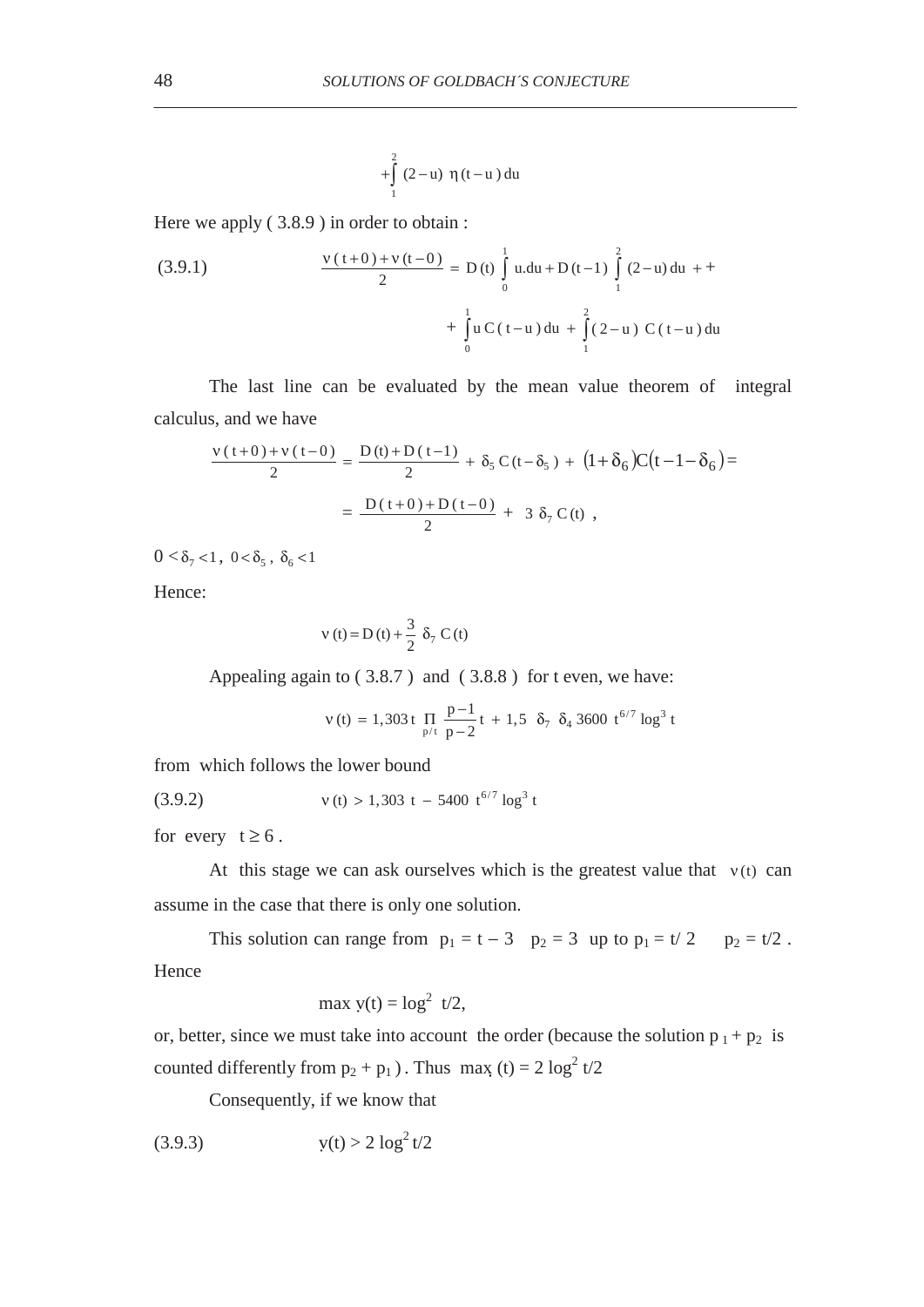$$+\int_1^2 (2-u)\ \eta(t-u)\,du$$

Here we apply ( 3.8.9 ) in order to obtain :

(3.9.1)
$$\frac{\nu(t+0)+\nu(t-0)}{2} = D(t)\int_0^1 u.du + D(t-1)\int_1^2 (2-u)\,du\ + +$$
$$+\int_0^1 u\,C(t-u)\,du + \int_1^2 (2-u)\ C(t-u)\,du$$

The last line can be evaluated by the mean value theorem of integral calculus, and we have

$$\frac{\nu(t+0)+\nu(t-0)}{2} = \frac{D(t)+D(t-1)}{2} + \delta_5\,C(t-\delta_5) + (1+\delta_6)C(t-1-\delta_6) =$$
$$= \frac{D(t+0)+D(t-0)}{2} + 3\ \delta_7\,C(t)\ ,$$

$0<\delta_7<1,\ 0<\delta_5,\ \delta_6<1$

Hence:

$$\nu(t) = D(t) + \frac{3}{2}\ \delta_7\ C(t)$$

Appealing again to ( 3.8.7 ) and ( 3.8.8 ) for t even, we have:

$$\nu(t) = 1{,}303\,t\ \prod_{p/t}\frac{p-1}{p-2}t\ + 1{,}5\ \ \delta_7\ \delta_4\,3600\ t^{6/7}\log^3 t$$

from which follows the lower bound

(3.9.2)
$$\nu(t) > 1{,}303\ t\ -\ 5400\ t^{6/7}\log^3 t$$

for every $t \geq 6$ .

At this stage we can ask ourselves which is the greatest value that $\nu(t)$ can assume in the case that there is only one solution.

This solution can range from $p_1 = t-3 \quad p_2 = 3$ up to $p_1 = t/2 \quad p_2 = t/2$ . Hence

$$\max \nu(t) = \log^2\ t/2,$$

or, better, since we must take into account the order (because the solution $p_1 + p_2$ is counted differently from $p_2 + p_1$ ) . Thus $\max \nu(t) = 2\log^2 t/2$

Consequently, if we know that

(3.9.3)
$$\nu(t) > 2\log^2 t/2$$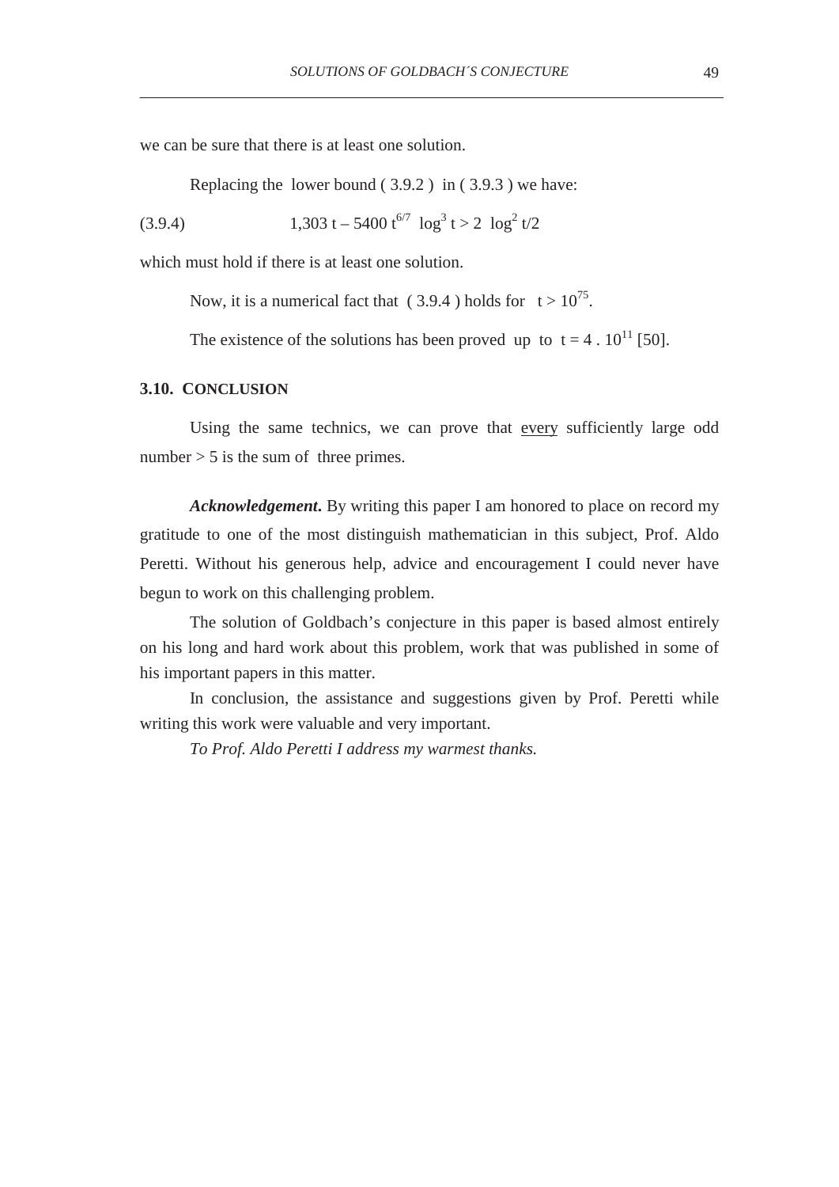we can be sure that there is at least one solution.

Replacing the lower bound ( 3.9.2 ) in ( 3.9.3 ) we have:

$$1{,}303\, t - 5400\, t^{6/7} \log^3 t > 2 \log^2 t/2 \tag{3.9.4}$$

which must hold if there is at least one solution.

Now, it is a numerical fact that ( 3.9.4 ) holds for $t > 10^{75}$.

The existence of the solutions has been proved up to $t = 4 \cdot 10^{11}$ [50].

### 3.10. CONCLUSION

Using the same technics, we can prove that <u>every</u> sufficiently large odd number > 5 is the sum of three primes.

***Acknowledgement.*** By writing this paper I am honored to place on record my gratitude to one of the most distinguish mathematician in this subject, Prof. Aldo Peretti. Without his generous help, advice and encouragement I could never have begun to work on this challenging problem.

The solution of Goldbach's conjecture in this paper is based almost entirely on his long and hard work about this problem, work that was published in some of his important papers in this matter.

In conclusion, the assistance and suggestions given by Prof. Peretti while writing this work were valuable and very important.

*To Prof. Aldo Peretti I address my warmest thanks.*